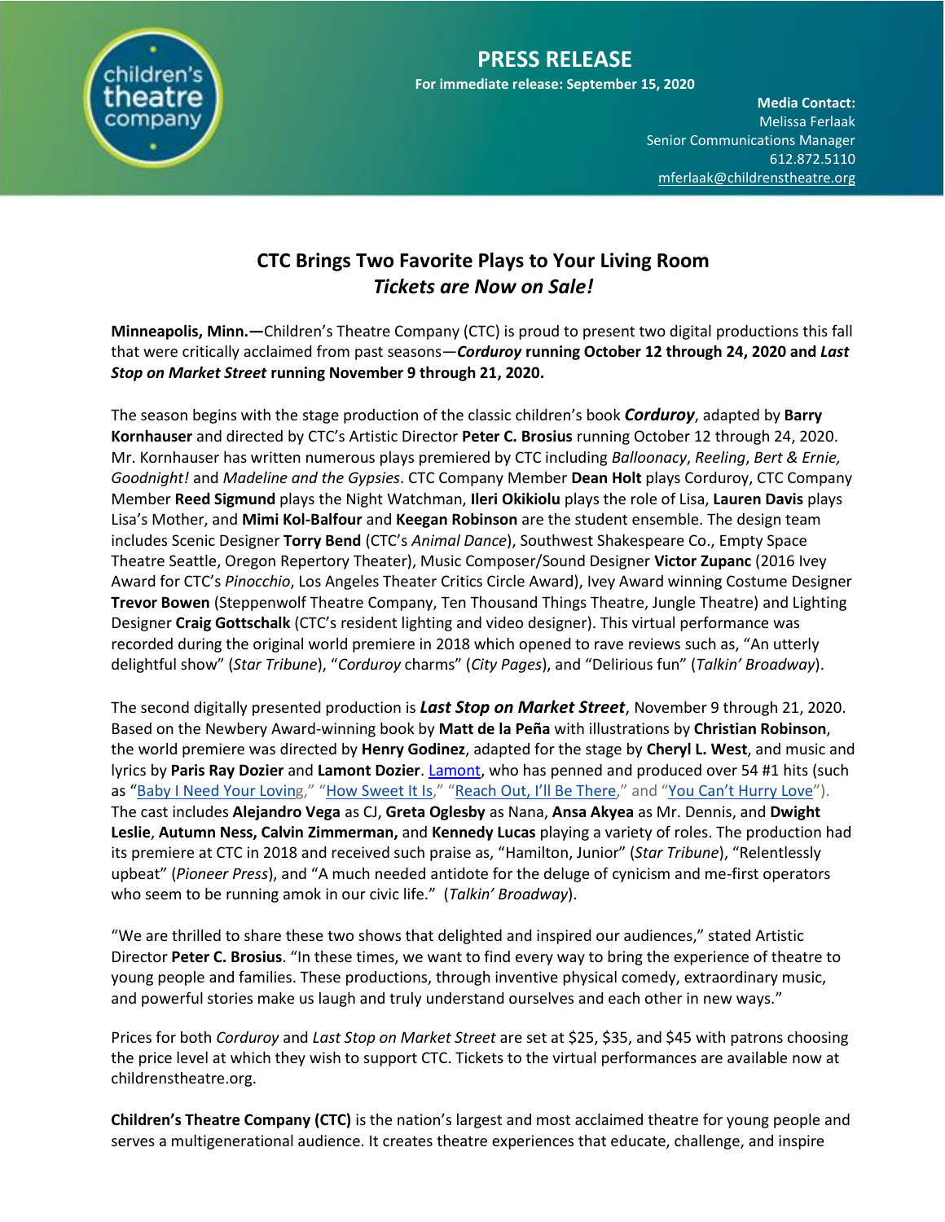# PRESS RELEASE

**For immediate release: September 15, 2020**

**Media Contact:**
Melissa Ferlaak
Senior Communications Manager
612.872.5110
mferlaak@childrenstheatre.org

## CTC Brings Two Favorite Plays to Your Living Room
### *Tickets are Now on Sale!*

**Minneapolis, Minn.—**Children's Theatre Company (CTC) is proud to present two digital productions this fall that were critically acclaimed from past seasons—***Corduroy*** **running October 12 through 24, 2020 and *Last Stop on Market Street* running November 9 through 21, 2020.**

The season begins with the stage production of the classic children's book ***Corduroy***, adapted by **Barry Kornhauser** and directed by CTC's Artistic Director **Peter C. Brosius** running October 12 through 24, 2020. Mr. Kornhauser has written numerous plays premiered by CTC including *Balloonacy*, *Reeling*, *Bert & Ernie, Goodnight!* and *Madeline and the Gypsies*. CTC Company Member **Dean Holt** plays Corduroy, CTC Company Member **Reed Sigmund** plays the Night Watchman, **Ileri Okikiolu** plays the role of Lisa, **Lauren Davis** plays Lisa's Mother, and **Mimi Kol-Balfour** and **Keegan Robinson** are the student ensemble. The design team includes Scenic Designer **Torry Bend** (CTC's *Animal Dance*), Southwest Shakespeare Co., Empty Space Theatre Seattle, Oregon Repertory Theater), Music Composer/Sound Designer **Victor Zupanc** (2016 Ivey Award for CTC's *Pinocchio*, Los Angeles Theater Critics Circle Award), Ivey Award winning Costume Designer **Trevor Bowen** (Steppenwolf Theatre Company, Ten Thousand Things Theatre, Jungle Theatre) and Lighting Designer **Craig Gottschalk** (CTC's resident lighting and video designer). This virtual performance was recorded during the original world premiere in 2018 which opened to rave reviews such as, "An utterly delightful show" (*Star Tribune*), "*Corduroy* charms" (*City Pages*), and "Delirious fun" (*Talkin' Broadway*).

The second digitally presented production is ***Last Stop on Market Street***, November 9 through 21, 2020. Based on the Newbery Award-winning book by **Matt de la Peña** with illustrations by **Christian Robinson**, the world premiere was directed by **Henry Godinez**, adapted for the stage by **Cheryl L. West**, and music and lyrics by **Paris Ray Dozier** and **Lamont Dozier**. Lamont, who has penned and produced over 54 #1 hits (such as "Baby I Need Your Loving," "How Sweet It Is," "Reach Out, I'll Be There," and "You Can't Hurry Love"). The cast includes **Alejandro Vega** as CJ, **Greta Oglesby** as Nana, **Ansa Akyea** as Mr. Dennis, and **Dwight Leslie**, **Autumn Ness, Calvin Zimmerman,** and **Kennedy Lucas** playing a variety of roles. The production had its premiere at CTC in 2018 and received such praise as, "Hamilton, Junior" (*Star Tribune*), "Relentlessly upbeat" (*Pioneer Press*), and "A much needed antidote for the deluge of cynicism and me-first operators who seem to be running amok in our civic life." (*Talkin' Broadway*).

"We are thrilled to share these two shows that delighted and inspired our audiences," stated Artistic Director **Peter C. Brosius**. "In these times, we want to find every way to bring the experience of theatre to young people and families. These productions, through inventive physical comedy, extraordinary music, and powerful stories make us laugh and truly understand ourselves and each other in new ways."

Prices for both *Corduroy* and *Last Stop on Market Street* are set at $25, $35, and $45 with patrons choosing the price level at which they wish to support CTC. Tickets to the virtual performances are available now at childrenstheatre.org.

**Children's Theatre Company (CTC)** is the nation's largest and most acclaimed theatre for young people and serves a multigenerational audience. It creates theatre experiences that educate, challenge, and inspire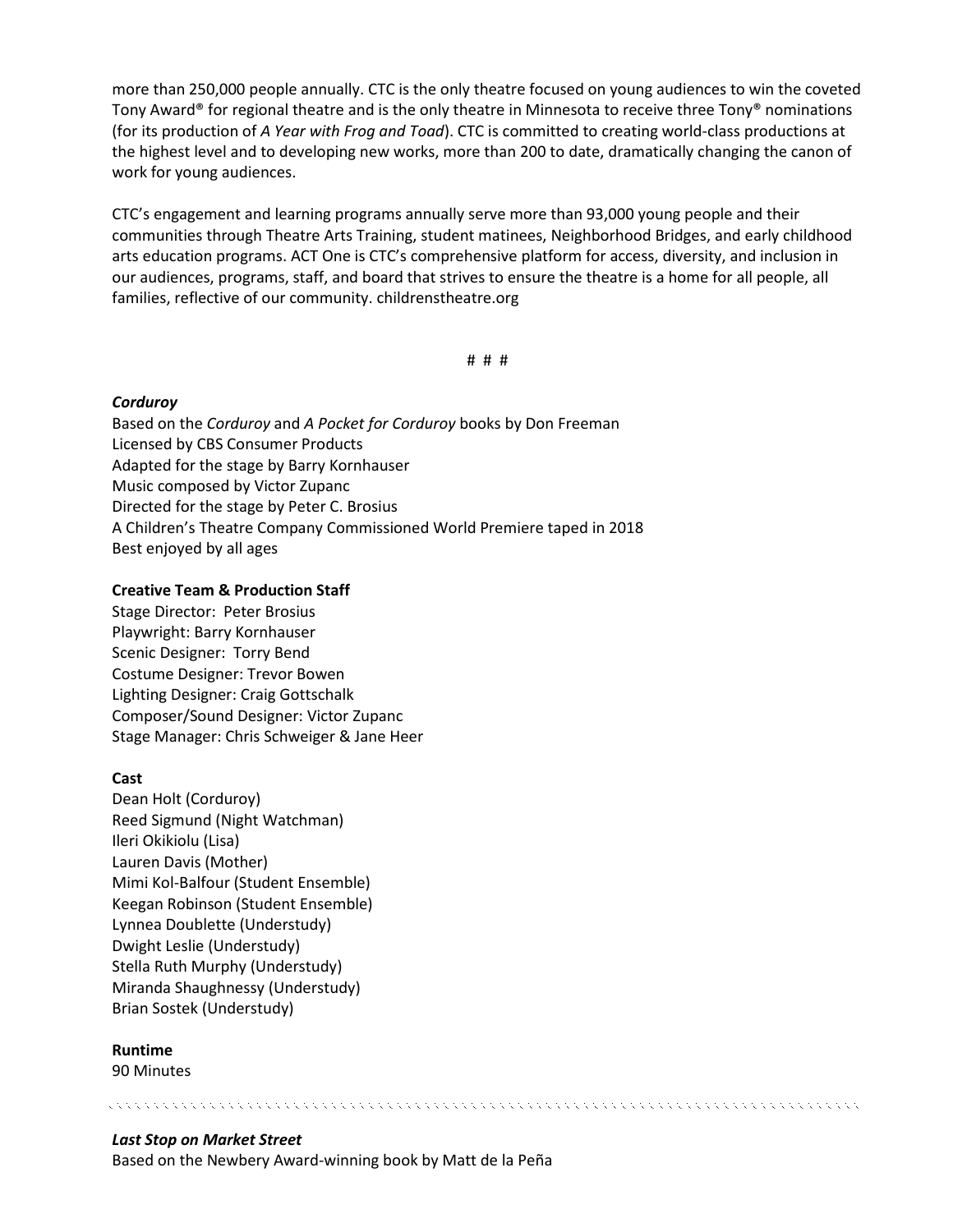more than 250,000 people annually. CTC is the only theatre focused on young audiences to win the coveted Tony Award® for regional theatre and is the only theatre in Minnesota to receive three Tony® nominations (for its production of *A Year with Frog and Toad*). CTC is committed to creating world-class productions at the highest level and to developing new works, more than 200 to date, dramatically changing the canon of work for young audiences.

CTC's engagement and learning programs annually serve more than 93,000 young people and their communities through Theatre Arts Training, student matinees, Neighborhood Bridges, and early childhood arts education programs. ACT One is CTC's comprehensive platform for access, diversity, and inclusion in our audiences, programs, staff, and board that strives to ensure the theatre is a home for all people, all families, reflective of our community. childrenstheatre.org

# # #

***Corduroy***

Based on the *Corduroy* and *A Pocket for Corduroy* books by Don Freeman
Licensed by CBS Consumer Products
Adapted for the stage by Barry Kornhauser
Music composed by Victor Zupanc
Directed for the stage by Peter C. Brosius
A Children's Theatre Company Commissioned World Premiere taped in 2018
Best enjoyed by all ages

**Creative Team & Production Staff**

Stage Director: Peter Brosius
Playwright: Barry Kornhauser
Scenic Designer: Torry Bend
Costume Designer: Trevor Bowen
Lighting Designer: Craig Gottschalk
Composer/Sound Designer: Victor Zupanc
Stage Manager: Chris Schweiger & Jane Heer

**Cast**

Dean Holt (Corduroy)
Reed Sigmund (Night Watchman)
Ileri Okikiolu (Lisa)
Lauren Davis (Mother)
Mimi Kol-Balfour (Student Ensemble)
Keegan Robinson (Student Ensemble)
Lynnea Doublette (Understudy)
Dwight Leslie (Understudy)
Stella Ruth Murphy (Understudy)
Miranda Shaughnessy (Understudy)
Brian Sostek (Understudy)

**Runtime**

90 Minutes

---

***Last Stop on Market Street***

Based on the Newbery Award-winning book by Matt de la Peña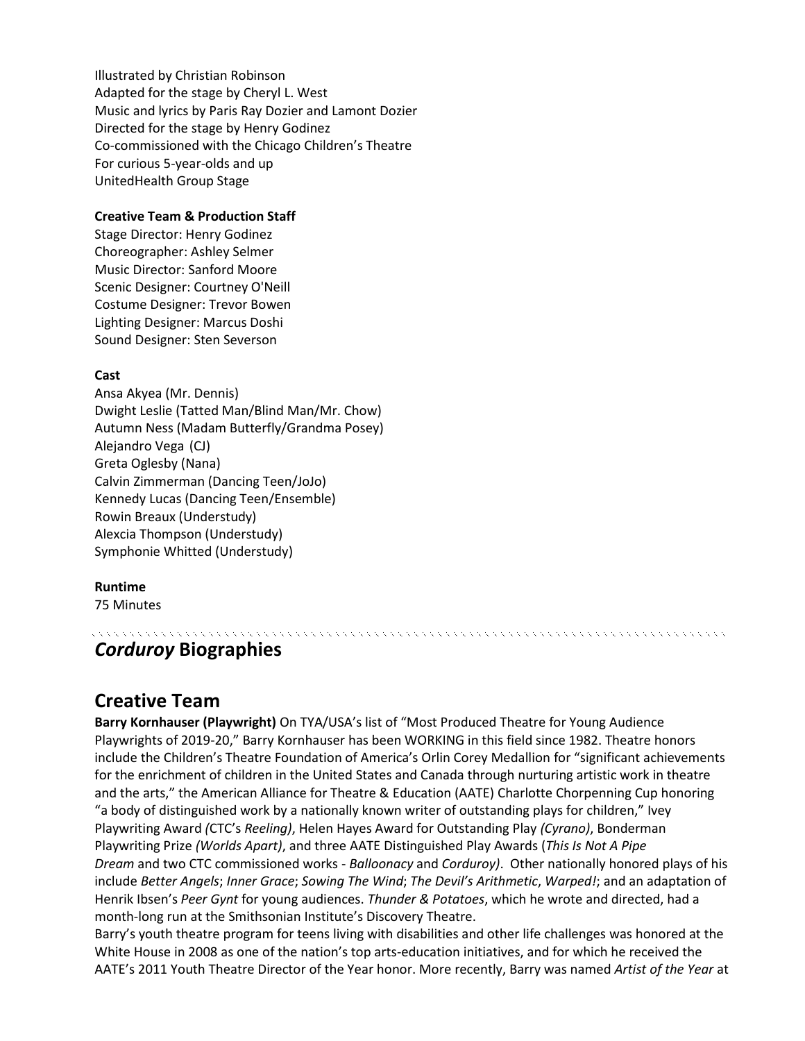Illustrated by Christian Robinson
Adapted for the stage by Cheryl L. West
Music and lyrics by Paris Ray Dozier and Lamont Dozier
Directed for the stage by Henry Godinez
Co-commissioned with the Chicago Children's Theatre
For curious 5-year-olds and up
UnitedHealth Group Stage

**Creative Team & Production Staff**
Stage Director: Henry Godinez
Choreographer: Ashley Selmer
Music Director: Sanford Moore
Scenic Designer: Courtney O'Neill
Costume Designer: Trevor Bowen
Lighting Designer: Marcus Doshi
Sound Designer: Sten Severson

**Cast**
Ansa Akyea (Mr. Dennis)
Dwight Leslie (Tatted Man/Blind Man/Mr. Chow)
Autumn Ness (Madam Butterfly/Grandma Posey)
Alejandro Vega (CJ)
Greta Oglesby (Nana)
Calvin Zimmerman (Dancing Teen/JoJo)
Kennedy Lucas (Dancing Teen/Ensemble)
Rowin Breaux (Understudy)
Alexcia Thompson (Understudy)
Symphonie Whitted (Understudy)

**Runtime**
75 Minutes

# *Corduroy* Biographies

## Creative Team

**Barry Kornhauser (Playwright)** On TYA/USA's list of "Most Produced Theatre for Young Audience Playwrights of 2019-20," Barry Kornhauser has been WORKING in this field since 1982. Theatre honors include the Children's Theatre Foundation of America's Orlin Corey Medallion for "significant achievements for the enrichment of children in the United States and Canada through nurturing artistic work in theatre and the arts," the American Alliance for Theatre & Education (AATE) Charlotte Chorpenning Cup honoring "a body of distinguished work by a nationally known writer of outstanding plays for children," Ivey Playwriting Award *(*CTC's *Reeling)*, Helen Hayes Award for Outstanding Play *(Cyrano)*, Bonderman Playwriting Prize *(Worlds Apart)*, and three AATE Distinguished Play Awards (*This Is Not A Pipe Dream* and two CTC commissioned works - *Balloonacy* and *Corduroy)*. Other nationally honored plays of his include *Better Angels*; *Inner Grace*; *Sowing The Wind*; *The Devil's Arithmetic*, *Warped!*; and an adaptation of Henrik Ibsen's *Peer Gynt* for young audiences. *Thunder & Potatoes*, which he wrote and directed, had a month-long run at the Smithsonian Institute's Discovery Theatre.

Barry's youth theatre program for teens living with disabilities and other life challenges was honored at the White House in 2008 as one of the nation's top arts-education initiatives, and for which he received the AATE's 2011 Youth Theatre Director of the Year honor. More recently, Barry was named *Artist of the Year* at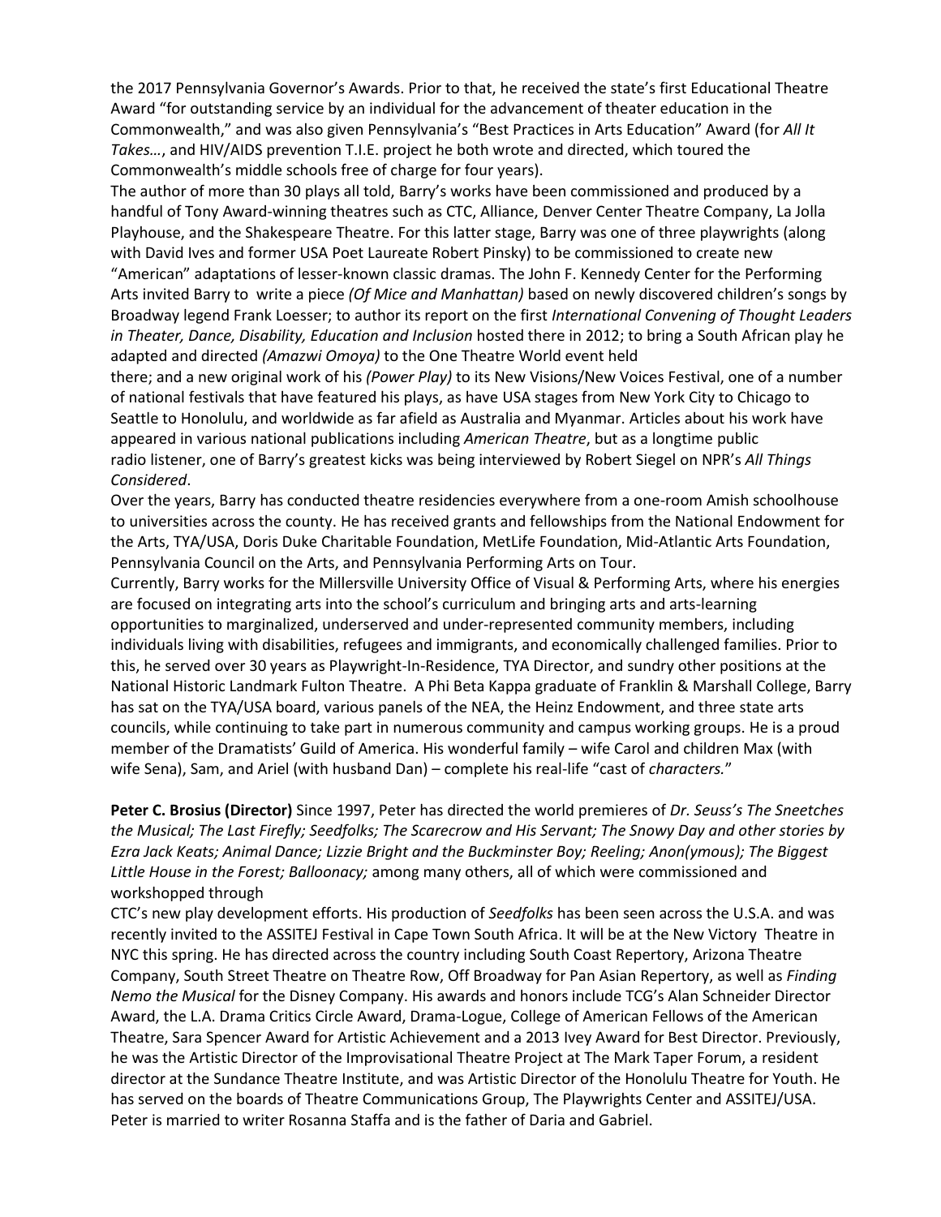the 2017 Pennsylvania Governor's Awards. Prior to that, he received the state's first Educational Theatre Award "for outstanding service by an individual for the advancement of theater education in the Commonwealth," and was also given Pennsylvania's "Best Practices in Arts Education" Award (for *All It Takes…*, and HIV/AIDS prevention T.I.E. project he both wrote and directed, which toured the Commonwealth's middle schools free of charge for four years).

The author of more than 30 plays all told, Barry's works have been commissioned and produced by a handful of Tony Award-winning theatres such as CTC, Alliance, Denver Center Theatre Company, La Jolla Playhouse, and the Shakespeare Theatre. For this latter stage, Barry was one of three playwrights (along with David Ives and former USA Poet Laureate Robert Pinsky) to be commissioned to create new "American" adaptations of lesser-known classic dramas. The John F. Kennedy Center for the Performing Arts invited Barry to write a piece *(Of Mice and Manhattan)* based on newly discovered children's songs by Broadway legend Frank Loesser; to author its report on the first *International Convening of Thought Leaders in Theater, Dance, Disability, Education and Inclusion* hosted there in 2012; to bring a South African play he adapted and directed *(Amazwi Omoya)* to the One Theatre World event held there; and a new original work of his *(Power Play)* to its New Visions/New Voices Festival, one of a number of national festivals that have featured his plays, as have USA stages from New York City to Chicago to Seattle to Honolulu, and worldwide as far afield as Australia and Myanmar. Articles about his work have appeared in various national publications including *American Theatre*, but as a longtime public radio listener, one of Barry's greatest kicks was being interviewed by Robert Siegel on NPR's *All Things Considered*.

Over the years, Barry has conducted theatre residencies everywhere from a one-room Amish schoolhouse to universities across the county. He has received grants and fellowships from the National Endowment for the Arts, TYA/USA, Doris Duke Charitable Foundation, MetLife Foundation, Mid-Atlantic Arts Foundation, Pennsylvania Council on the Arts, and Pennsylvania Performing Arts on Tour.

Currently, Barry works for the Millersville University Office of Visual & Performing Arts, where his energies are focused on integrating arts into the school's curriculum and bringing arts and arts-learning opportunities to marginalized, underserved and under-represented community members, including individuals living with disabilities, refugees and immigrants, and economically challenged families. Prior to this, he served over 30 years as Playwright-In-Residence, TYA Director, and sundry other positions at the National Historic Landmark Fulton Theatre. A Phi Beta Kappa graduate of Franklin & Marshall College, Barry has sat on the TYA/USA board, various panels of the NEA, the Heinz Endowment, and three state arts councils, while continuing to take part in numerous community and campus working groups. He is a proud member of the Dramatists' Guild of America. His wonderful family – wife Carol and children Max (with wife Sena), Sam, and Ariel (with husband Dan) – complete his real-life "cast of *characters.*"

**Peter C. Brosius (Director)** Since 1997, Peter has directed the world premieres of *Dr. Seuss's The Sneetches the Musical; The Last Firefly; Seedfolks; The Scarecrow and His Servant; The Snowy Day and other stories by Ezra Jack Keats; Animal Dance; Lizzie Bright and the Buckminster Boy; Reeling; Anon(ymous); The Biggest Little House in the Forest; Balloonacy;* among many others, all of which were commissioned and workshopped through CTC's new play development efforts. His production of *Seedfolks* has been seen across the U.S.A. and was recently invited to the ASSITEJ Festival in Cape Town South Africa. It will be at the New Victory Theatre in NYC this spring. He has directed across the country including South Coast Repertory, Arizona Theatre Company, South Street Theatre on Theatre Row, Off Broadway for Pan Asian Repertory, as well as *Finding Nemo the Musical* for the Disney Company. His awards and honors include TCG's Alan Schneider Director Award, the L.A. Drama Critics Circle Award, Drama-Logue, College of American Fellows of the American Theatre, Sara Spencer Award for Artistic Achievement and a 2013 Ivey Award for Best Director. Previously, he was the Artistic Director of the Improvisational Theatre Project at The Mark Taper Forum, a resident director at the Sundance Theatre Institute, and was Artistic Director of the Honolulu Theatre for Youth. He has served on the boards of Theatre Communications Group, The Playwrights Center and ASSITEJ/USA. Peter is married to writer Rosanna Staffa and is the father of Daria and Gabriel.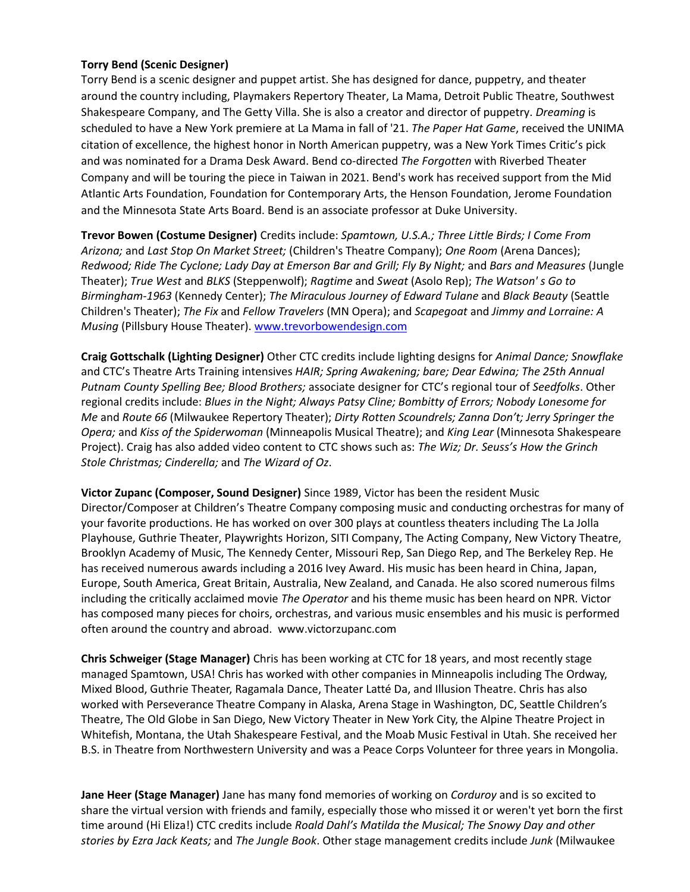**Torry Bend (Scenic Designer)**
Torry Bend is a scenic designer and puppet artist. She has designed for dance, puppetry, and theater around the country including, Playmakers Repertory Theater, La Mama, Detroit Public Theatre, Southwest Shakespeare Company, and The Getty Villa. She is also a creator and director of puppetry. *Dreaming* is scheduled to have a New York premiere at La Mama in fall of '21. *The Paper Hat Game*, received the UNIMA citation of excellence, the highest honor in North American puppetry, was a New York Times Critic's pick and was nominated for a Drama Desk Award. Bend co-directed *The Forgotten* with Riverbed Theater Company and will be touring the piece in Taiwan in 2021. Bend's work has received support from the Mid Atlantic Arts Foundation, Foundation for Contemporary Arts, the Henson Foundation, Jerome Foundation and the Minnesota State Arts Board. Bend is an associate professor at Duke University.

**Trevor Bowen (Costume Designer)** Credits include: *Spamtown, U.S.A.; Three Little Birds; I Come From Arizona;* and *Last Stop On Market Street;* (Children's Theatre Company); *One Room* (Arena Dances); *Redwood; Ride The Cyclone; Lady Day at Emerson Bar and Grill; Fly By Night;* and *Bars and Measures* (Jungle Theater); *True West* and *BLKS* (Steppenwolf); *Ragtime* and *Sweat* (Asolo Rep); *The Watson' s Go to Birmingham-1963* (Kennedy Center); *The Miraculous Journey of Edward Tulane* and *Black Beauty* (Seattle Children's Theater); *The Fix* and *Fellow Travelers* (MN Opera); and *Scapegoat* and *Jimmy and Lorraine: A Musing* (Pillsbury House Theater). [www.trevorbowendesign.com](http://www.trevorbowendesign.com)

**Craig Gottschalk (Lighting Designer)** Other CTC credits include lighting designs for *Animal Dance; Snowflake* and CTC's Theatre Arts Training intensives *HAIR; Spring Awakening; bare; Dear Edwina; The 25th Annual Putnam County Spelling Bee; Blood Brothers;* associate designer for CTC's regional tour of *Seedfolks*. Other regional credits include: *Blues in the Night; Always Patsy Cline; Bombitty of Errors; Nobody Lonesome for Me* and *Route 66* (Milwaukee Repertory Theater); *Dirty Rotten Scoundrels; Zanna Don't; Jerry Springer the Opera;* and *Kiss of the Spiderwoman* (Minneapolis Musical Theatre); and *King Lear* (Minnesota Shakespeare Project). Craig has also added video content to CTC shows such as: *The Wiz; Dr. Seuss's How the Grinch Stole Christmas; Cinderella;* and *The Wizard of Oz*.

**Victor Zupanc (Composer, Sound Designer)** Since 1989, Victor has been the resident Music Director/Composer at Children's Theatre Company composing music and conducting orchestras for many of your favorite productions. He has worked on over 300 plays at countless theaters including The La Jolla Playhouse, Guthrie Theater, Playwrights Horizon, SITI Company, The Acting Company, New Victory Theatre, Brooklyn Academy of Music, The Kennedy Center, Missouri Rep, San Diego Rep, and The Berkeley Rep. He has received numerous awards including a 2016 Ivey Award. His music has been heard in China, Japan, Europe, South America, Great Britain, Australia, New Zealand, and Canada. He also scored numerous films including the critically acclaimed movie *The Operator* and his theme music has been heard on NPR. Victor has composed many pieces for choirs, orchestras, and various music ensembles and his music is performed often around the country and abroad. www.victorzupanc.com

**Chris Schweiger (Stage Manager)** Chris has been working at CTC for 18 years, and most recently stage managed Spamtown, USA! Chris has worked with other companies in Minneapolis including The Ordway, Mixed Blood, Guthrie Theater, Ragamala Dance, Theater Latté Da, and Illusion Theatre. Chris has also worked with Perseverance Theatre Company in Alaska, Arena Stage in Washington, DC, Seattle Children's Theatre, The Old Globe in San Diego, New Victory Theater in New York City, the Alpine Theatre Project in Whitefish, Montana, the Utah Shakespeare Festival, and the Moab Music Festival in Utah. She received her B.S. in Theatre from Northwestern University and was a Peace Corps Volunteer for three years in Mongolia.

**Jane Heer (Stage Manager)** Jane has many fond memories of working on *Corduroy* and is so excited to share the virtual version with friends and family, especially those who missed it or weren't yet born the first time around (Hi Eliza!) CTC credits include *Roald Dahl's Matilda the Musical; The Snowy Day and other stories by Ezra Jack Keats;* and *The Jungle Book*. Other stage management credits include *Junk* (Milwaukee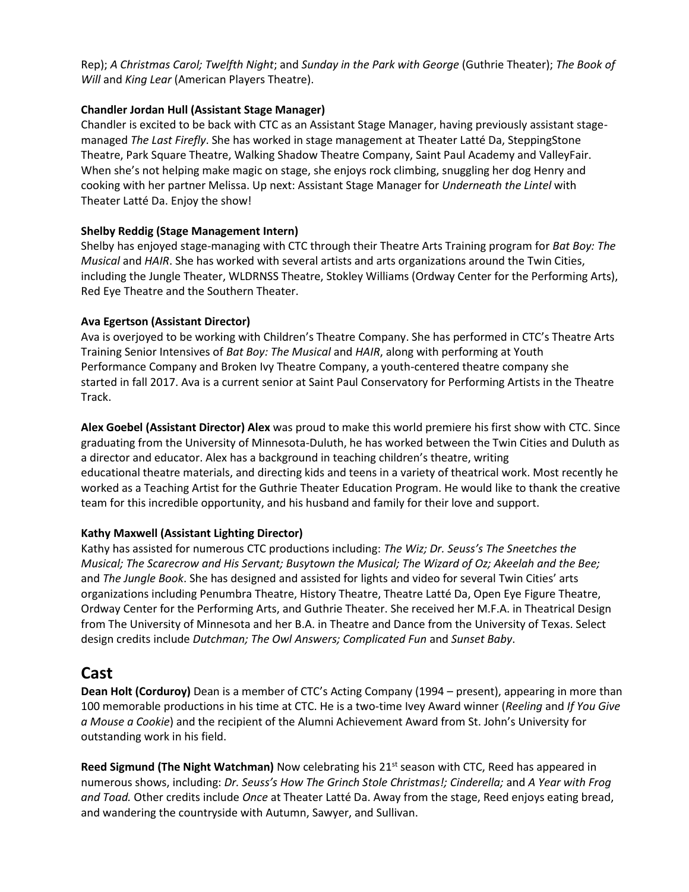Rep); *A Christmas Carol; Twelfth Night*; and *Sunday in the Park with George* (Guthrie Theater); *The Book of Will* and *King Lear* (American Players Theatre).

**Chandler Jordan Hull (Assistant Stage Manager)**
Chandler is excited to be back with CTC as an Assistant Stage Manager, having previously assistant stage-managed *The Last Firefly*. She has worked in stage management at Theater Latté Da, SteppingStone Theatre, Park Square Theatre, Walking Shadow Theatre Company, Saint Paul Academy and ValleyFair. When she's not helping make magic on stage, she enjoys rock climbing, snuggling her dog Henry and cooking with her partner Melissa. Up next: Assistant Stage Manager for *Underneath the Lintel* with Theater Latté Da. Enjoy the show!

**Shelby Reddig (Stage Management Intern)**
Shelby has enjoyed stage-managing with CTC through their Theatre Arts Training program for *Bat Boy: The Musical* and *HAIR*. She has worked with several artists and arts organizations around the Twin Cities, including the Jungle Theater, WLDRNSS Theatre, Stokley Williams (Ordway Center for the Performing Arts), Red Eye Theatre and the Southern Theater.

**Ava Egertson (Assistant Director)**
Ava is overjoyed to be working with Children's Theatre Company. She has performed in CTC's Theatre Arts Training Senior Intensives of *Bat Boy: The Musical* and *HAIR*, along with performing at Youth Performance Company and Broken Ivy Theatre Company, a youth-centered theatre company she started in fall 2017. Ava is a current senior at Saint Paul Conservatory for Performing Artists in the Theatre Track.

**Alex Goebel (Assistant Director) Alex** was proud to make this world premiere his first show with CTC. Since graduating from the University of Minnesota-Duluth, he has worked between the Twin Cities and Duluth as a director and educator. Alex has a background in teaching children's theatre, writing educational theatre materials, and directing kids and teens in a variety of theatrical work. Most recently he worked as a Teaching Artist for the Guthrie Theater Education Program. He would like to thank the creative team for this incredible opportunity, and his husband and family for their love and support.

**Kathy Maxwell (Assistant Lighting Director)**
Kathy has assisted for numerous CTC productions including: *The Wiz; Dr. Seuss's The Sneetches the Musical; The Scarecrow and His Servant; Busytown the Musical; The Wizard of Oz; Akeelah and the Bee;* and *The Jungle Book*. She has designed and assisted for lights and video for several Twin Cities' arts organizations including Penumbra Theatre, History Theatre, Theatre Latté Da, Open Eye Figure Theatre, Ordway Center for the Performing Arts, and Guthrie Theater. She received her M.F.A. in Theatrical Design from The University of Minnesota and her B.A. in Theatre and Dance from the University of Texas. Select design credits include *Dutchman; The Owl Answers; Complicated Fun* and *Sunset Baby*.

## Cast

**Dean Holt (Corduroy)** Dean is a member of CTC's Acting Company (1994 – present), appearing in more than 100 memorable productions in his time at CTC. He is a two-time Ivey Award winner (*Reeling* and *If You Give a Mouse a Cookie*) and the recipient of the Alumni Achievement Award from St. John's University for outstanding work in his field.

**Reed Sigmund (The Night Watchman)** Now celebrating his 21st season with CTC, Reed has appeared in numerous shows, including: *Dr. Seuss's How The Grinch Stole Christmas!; Cinderella;* and *A Year with Frog and Toad.* Other credits include *Once* at Theater Latté Da. Away from the stage, Reed enjoys eating bread, and wandering the countryside with Autumn, Sawyer, and Sullivan.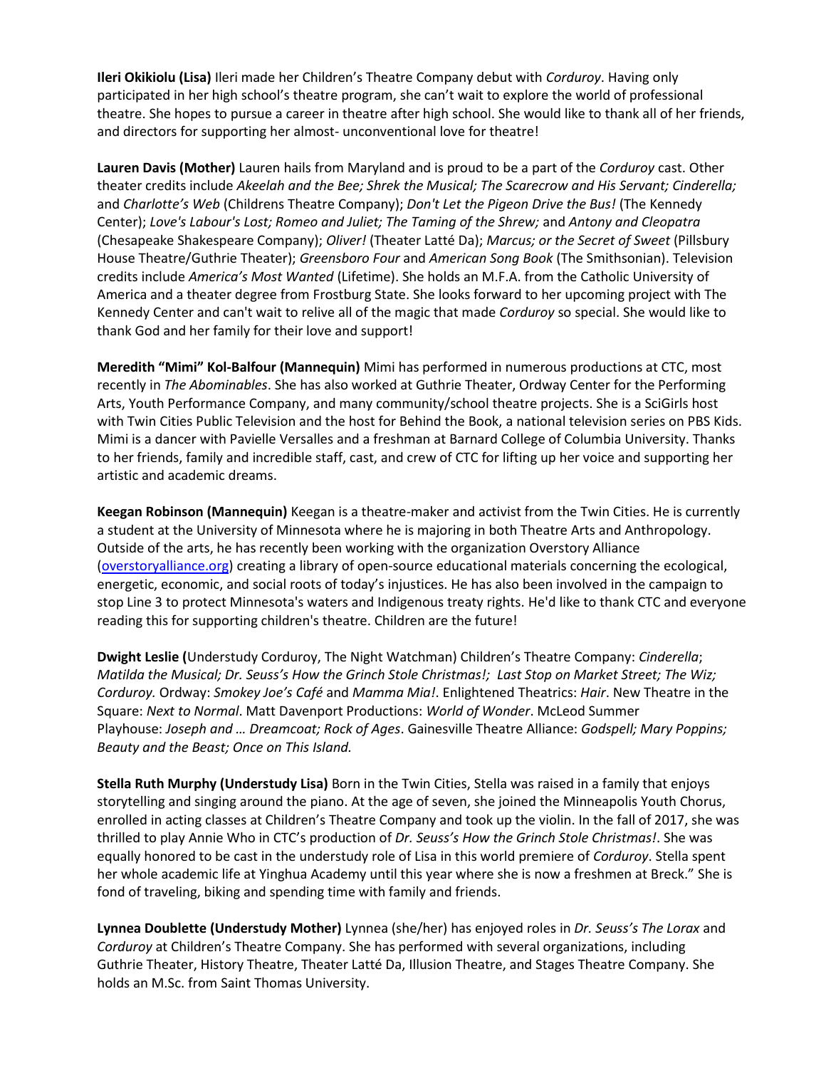**Ileri Okikiolu (Lisa)** Ileri made her Children's Theatre Company debut with *Corduroy*. Having only participated in her high school's theatre program, she can't wait to explore the world of professional theatre. She hopes to pursue a career in theatre after high school. She would like to thank all of her friends, and directors for supporting her almost- unconventional love for theatre!

**Lauren Davis (Mother)** Lauren hails from Maryland and is proud to be a part of the *Corduroy* cast. Other theater credits include *Akeelah and the Bee; Shrek the Musical; The Scarecrow and His Servant; Cinderella;* and *Charlotte's Web* (Childrens Theatre Company); *Don't Let the Pigeon Drive the Bus!* (The Kennedy Center); *Love's Labour's Lost; Romeo and Juliet; The Taming of the Shrew;* and *Antony and Cleopatra* (Chesapeake Shakespeare Company); *Oliver!* (Theater Latté Da); *Marcus; or the Secret of Sweet* (Pillsbury House Theatre/Guthrie Theater); *Greensboro Four* and *American Song Book* (The Smithsonian). Television credits include *America's Most Wanted* (Lifetime). She holds an M.F.A. from the Catholic University of America and a theater degree from Frostburg State. She looks forward to her upcoming project with The Kennedy Center and can't wait to relive all of the magic that made *Corduroy* so special. She would like to thank God and her family for their love and support!

**Meredith "Mimi" Kol-Balfour (Mannequin)** Mimi has performed in numerous productions at CTC, most recently in *The Abominables*. She has also worked at Guthrie Theater, Ordway Center for the Performing Arts, Youth Performance Company, and many community/school theatre projects. She is a SciGirls host with Twin Cities Public Television and the host for Behind the Book, a national television series on PBS Kids. Mimi is a dancer with Pavielle Versalles and a freshman at Barnard College of Columbia University. Thanks to her friends, family and incredible staff, cast, and crew of CTC for lifting up her voice and supporting her artistic and academic dreams.

**Keegan Robinson (Mannequin)** Keegan is a theatre-maker and activist from the Twin Cities. He is currently a student at the University of Minnesota where he is majoring in both Theatre Arts and Anthropology. Outside of the arts, he has recently been working with the organization Overstory Alliance ([overstoryalliance.org](overstoryalliance.org)) creating a library of open-source educational materials concerning the ecological, energetic, economic, and social roots of today's injustices. He has also been involved in the campaign to stop Line 3 to protect Minnesota's waters and Indigenous treaty rights. He'd like to thank CTC and everyone reading this for supporting children's theatre. Children are the future!

**Dwight Leslie (**Understudy Corduroy, The Night Watchman) Children's Theatre Company: *Cinderella*; *Matilda the Musical; Dr. Seuss's How the Grinch Stole Christmas!; Last Stop on Market Street; The Wiz; Corduroy.* Ordway: *Smokey Joe's Café* and *Mamma Mia!*. Enlightened Theatrics: *Hair*. New Theatre in the Square: *Next to Normal*. Matt Davenport Productions: *World of Wonder*. McLeod Summer Playhouse: *Joseph and … Dreamcoat; Rock of Ages*. Gainesville Theatre Alliance: *Godspell; Mary Poppins; Beauty and the Beast; Once on This Island.*

**Stella Ruth Murphy (Understudy Lisa)** Born in the Twin Cities, Stella was raised in a family that enjoys storytelling and singing around the piano. At the age of seven, she joined the Minneapolis Youth Chorus, enrolled in acting classes at Children's Theatre Company and took up the violin. In the fall of 2017, she was thrilled to play Annie Who in CTC's production of *Dr. Seuss's How the Grinch Stole Christmas!*. She was equally honored to be cast in the understudy role of Lisa in this world premiere of *Corduroy*. Stella spent her whole academic life at Yinghua Academy until this year where she is now a freshmen at Breck." She is fond of traveling, biking and spending time with family and friends.

**Lynnea Doublette (Understudy Mother)** Lynnea (she/her) has enjoyed roles in *Dr. Seuss's The Lorax* and *Corduroy* at Children's Theatre Company. She has performed with several organizations, including Guthrie Theater, History Theatre, Theater Latté Da, Illusion Theatre, and Stages Theatre Company. She holds an M.Sc. from Saint Thomas University.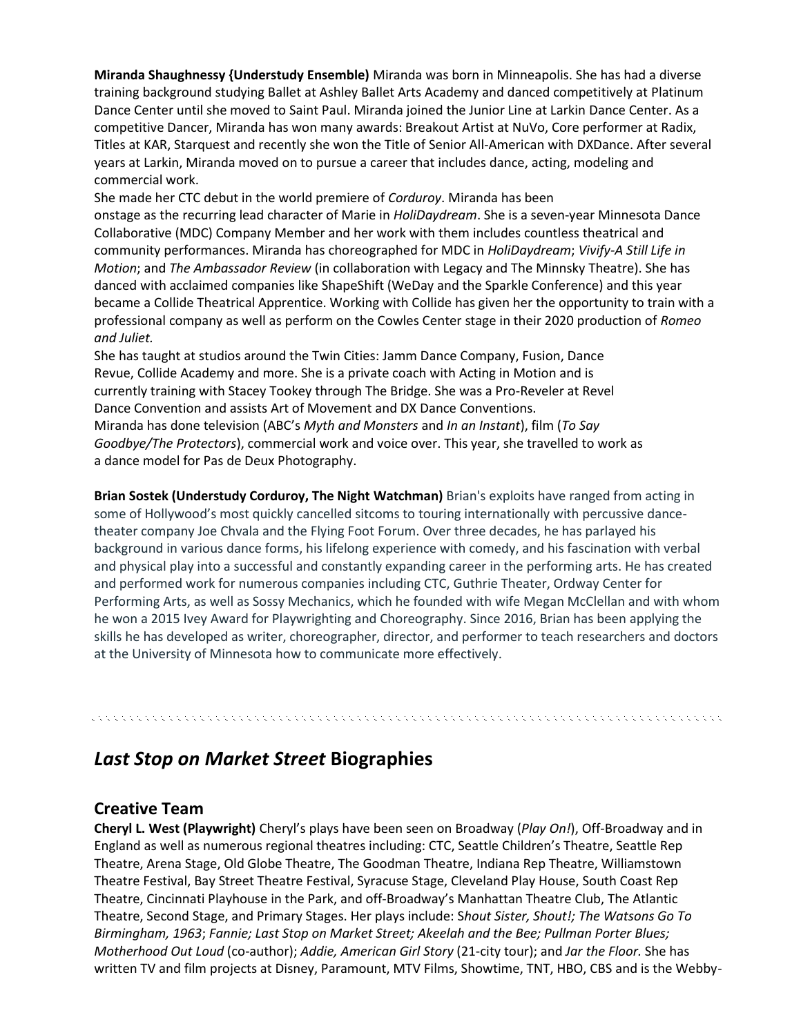**Miranda Shaughnessy {Understudy Ensemble)** Miranda was born in Minneapolis. She has had a diverse training background studying Ballet at Ashley Ballet Arts Academy and danced competitively at Platinum Dance Center until she moved to Saint Paul. Miranda joined the Junior Line at Larkin Dance Center. As a competitive Dancer, Miranda has won many awards: Breakout Artist at NuVo, Core performer at Radix, Titles at KAR, Starquest and recently she won the Title of Senior All-American with DXDance. After several years at Larkin, Miranda moved on to pursue a career that includes dance, acting, modeling and commercial work.

She made her CTC debut in the world premiere of *Corduroy*. Miranda has been onstage as the recurring lead character of Marie in *HoliDaydream*. She is a seven-year Minnesota Dance Collaborative (MDC) Company Member and her work with them includes countless theatrical and community performances. Miranda has choreographed for MDC in *HoliDaydream*; *Vivify-A Still Life in Motion*; and *The Ambassador Review* (in collaboration with Legacy and The Minnsky Theatre). She has danced with acclaimed companies like ShapeShift (WeDay and the Sparkle Conference) and this year became a Collide Theatrical Apprentice. Working with Collide has given her the opportunity to train with a professional company as well as perform on the Cowles Center stage in their 2020 production of *Romeo and Juliet.*

She has taught at studios around the Twin Cities: Jamm Dance Company, Fusion, Dance Revue, Collide Academy and more. She is a private coach with Acting in Motion and is currently training with Stacey Tookey through The Bridge. She was a Pro-Reveler at Revel Dance Convention and assists Art of Movement and DX Dance Conventions.

Miranda has done television (ABC's *Myth and Monsters* and *In an Instant*), film (*To Say Goodbye/The Protectors*), commercial work and voice over. This year, she travelled to work as a dance model for Pas de Deux Photography.

**Brian Sostek (Understudy Corduroy, The Night Watchman)** Brian's exploits have ranged from acting in some of Hollywood's most quickly cancelled sitcoms to touring internationally with percussive dance-theater company Joe Chvala and the Flying Foot Forum. Over three decades, he has parlayed his background in various dance forms, his lifelong experience with comedy, and his fascination with verbal and physical play into a successful and constantly expanding career in the performing arts. He has created and performed work for numerous companies including CTC, Guthrie Theater, Ordway Center for Performing Arts, as well as Sossy Mechanics, which he founded with wife Megan McClellan and with whom he won a 2015 Ivey Award for Playwrighting and Choreography. Since 2016, Brian has been applying the skills he has developed as writer, choreographer, director, and performer to teach researchers and doctors at the University of Minnesota how to communicate more effectively.

# *Last Stop on Market Street* Biographies

## Creative Team

**Cheryl L. West (Playwright)** Cheryl's plays have been seen on Broadway (*Play On!*), Off-Broadway and in England as well as numerous regional theatres including: CTC, Seattle Children's Theatre, Seattle Rep Theatre, Arena Stage, Old Globe Theatre, The Goodman Theatre, Indiana Rep Theatre, Williamstown Theatre Festival, Bay Street Theatre Festival, Syracuse Stage, Cleveland Play House, South Coast Rep Theatre, Cincinnati Playhouse in the Park, and off-Broadway's Manhattan Theatre Club, The Atlantic Theatre, Second Stage, and Primary Stages. Her plays include: *Shout Sister, Shout!; The Watsons Go To Birmingham, 1963*; *Fannie; Last Stop on Market Street; Akeelah and the Bee; Pullman Porter Blues; Motherhood Out Loud* (co-author); *Addie, American Girl Story* (21-city tour); and *Jar the Floor.* She has written TV and film projects at Disney, Paramount, MTV Films, Showtime, TNT, HBO, CBS and is the Webby-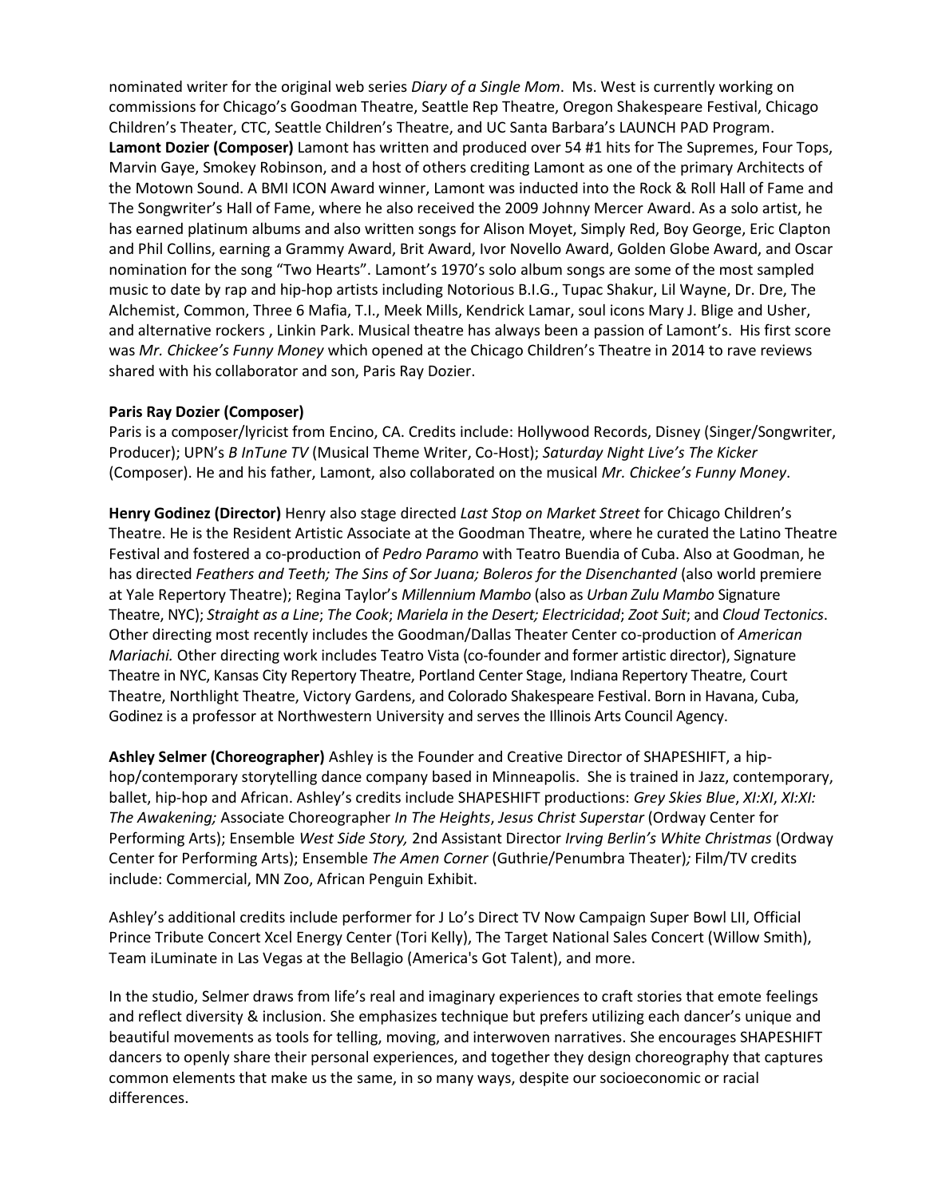nominated writer for the original web series *Diary of a Single Mom*. Ms. West is currently working on commissions for Chicago's Goodman Theatre, Seattle Rep Theatre, Oregon Shakespeare Festival, Chicago Children's Theater, CTC, Seattle Children's Theatre, and UC Santa Barbara's LAUNCH PAD Program.
**Lamont Dozier (Composer)** Lamont has written and produced over 54 #1 hits for The Supremes, Four Tops, Marvin Gaye, Smokey Robinson, and a host of others crediting Lamont as one of the primary Architects of the Motown Sound. A BMI ICON Award winner, Lamont was inducted into the Rock & Roll Hall of Fame and The Songwriter's Hall of Fame, where he also received the 2009 Johnny Mercer Award. As a solo artist, he has earned platinum albums and also written songs for Alison Moyet, Simply Red, Boy George, Eric Clapton and Phil Collins, earning a Grammy Award, Brit Award, Ivor Novello Award, Golden Globe Award, and Oscar nomination for the song "Two Hearts". Lamont's 1970's solo album songs are some of the most sampled music to date by rap and hip-hop artists including Notorious B.I.G., Tupac Shakur, Lil Wayne, Dr. Dre, The Alchemist, Common, Three 6 Mafia, T.I., Meek Mills, Kendrick Lamar, soul icons Mary J. Blige and Usher, and alternative rockers , Linkin Park. Musical theatre has always been a passion of Lamont's. His first score was *Mr. Chickee's Funny Money* which opened at the Chicago Children's Theatre in 2014 to rave reviews shared with his collaborator and son, Paris Ray Dozier.

**Paris Ray Dozier (Composer)**
Paris is a composer/lyricist from Encino, CA. Credits include: Hollywood Records, Disney (Singer/Songwriter, Producer); UPN's *B InTune TV* (Musical Theme Writer, Co-Host); *Saturday Night Live's The Kicker* (Composer). He and his father, Lamont, also collaborated on the musical *Mr. Chickee's Funny Money*.

**Henry Godinez (Director)** Henry also stage directed *Last Stop on Market Street* for Chicago Children's Theatre. He is the Resident Artistic Associate at the Goodman Theatre, where he curated the Latino Theatre Festival and fostered a co-production of *Pedro Paramo* with Teatro Buendia of Cuba. Also at Goodman, he has directed *Feathers and Teeth; The Sins of Sor Juana; Boleros for the Disenchanted* (also world premiere at Yale Repertory Theatre); Regina Taylor's *Millennium Mambo* (also as *Urban Zulu Mambo* Signature Theatre, NYC); *Straight as a Line*; *The Cook*; *Mariela in the Desert; Electricidad*; *Zoot Suit*; and *Cloud Tectonics*. Other directing most recently includes the Goodman/Dallas Theater Center co-production of *American Mariachi.* Other directing work includes Teatro Vista (co-founder and former artistic director), Signature Theatre in NYC, Kansas City Repertory Theatre, Portland Center Stage, Indiana Repertory Theatre, Court Theatre, Northlight Theatre, Victory Gardens, and Colorado Shakespeare Festival. Born in Havana, Cuba, Godinez is a professor at Northwestern University and serves the Illinois Arts Council Agency.

**Ashley Selmer (Choreographer)** Ashley is the Founder and Creative Director of SHAPESHIFT, a hip-hop/contemporary storytelling dance company based in Minneapolis. She is trained in Jazz, contemporary, ballet, hip-hop and African. Ashley's credits include SHAPESHIFT productions: *Grey Skies Blue*, *XI:XI*, *XI:XI: The Awakening;* Associate Choreographer *In The Heights*, *Jesus Christ Superstar* (Ordway Center for Performing Arts); Ensemble *West Side Story,* 2nd Assistant Director *Irving Berlin's White Christmas* (Ordway Center for Performing Arts); Ensemble *The Amen Corner* (Guthrie/Penumbra Theater)*;* Film/TV credits include: Commercial, MN Zoo, African Penguin Exhibit.

Ashley's additional credits include performer for J Lo's Direct TV Now Campaign Super Bowl LII, Official Prince Tribute Concert Xcel Energy Center (Tori Kelly), The Target National Sales Concert (Willow Smith), Team iLuminate in Las Vegas at the Bellagio (America's Got Talent), and more.

In the studio, Selmer draws from life's real and imaginary experiences to craft stories that emote feelings and reflect diversity & inclusion. She emphasizes technique but prefers utilizing each dancer's unique and beautiful movements as tools for telling, moving, and interwoven narratives. She encourages SHAPESHIFT dancers to openly share their personal experiences, and together they design choreography that captures common elements that make us the same, in so many ways, despite our socioeconomic or racial differences.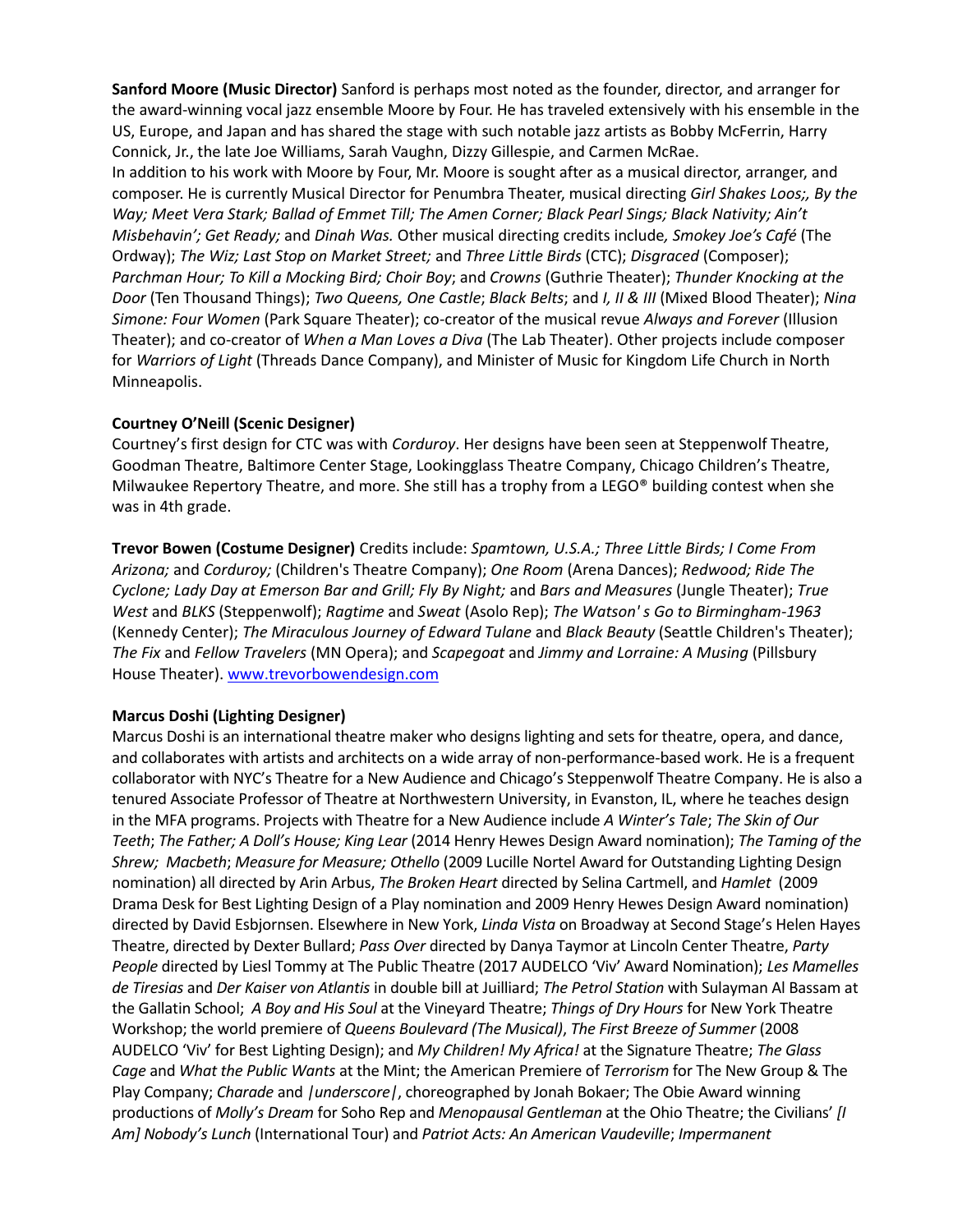**Sanford Moore (Music Director)** Sanford is perhaps most noted as the founder, director, and arranger for the award-winning vocal jazz ensemble Moore by Four. He has traveled extensively with his ensemble in the US, Europe, and Japan and has shared the stage with such notable jazz artists as Bobby McFerrin, Harry Connick, Jr., the late Joe Williams, Sarah Vaughn, Dizzy Gillespie, and Carmen McRae.
In addition to his work with Moore by Four, Mr. Moore is sought after as a musical director, arranger, and composer. He is currently Musical Director for Penumbra Theater, musical directing *Girl Shakes Loos;, By the Way; Meet Vera Stark; Ballad of Emmet Till; The Amen Corner; Black Pearl Sings; Black Nativity; Ain't Misbehavin'; Get Ready;* and *Dinah Was.* Other musical directing credits include*, Smokey Joe's Café* (The Ordway); *The Wiz; Last Stop on Market Street;* and *Three Little Birds* (CTC); *Disgraced* (Composer); *Parchman Hour; To Kill a Mocking Bird; Choir Boy*; and *Crowns* (Guthrie Theater); *Thunder Knocking at the Door* (Ten Thousand Things); *Two Queens, One Castle*; *Black Belts*; and *I, II & III* (Mixed Blood Theater); *Nina Simone: Four Women* (Park Square Theater); co-creator of the musical revue *Always and Forever* (Illusion Theater); and co-creator of *When a Man Loves a Diva* (The Lab Theater). Other projects include composer for *Warriors of Light* (Threads Dance Company), and Minister of Music for Kingdom Life Church in North Minneapolis.

**Courtney O'Neill (Scenic Designer)**
Courtney's first design for CTC was with *Corduroy*. Her designs have been seen at Steppenwolf Theatre, Goodman Theatre, Baltimore Center Stage, Lookingglass Theatre Company, Chicago Children's Theatre, Milwaukee Repertory Theatre, and more. She still has a trophy from a LEGO® building contest when she was in 4th grade.

**Trevor Bowen (Costume Designer)** Credits include: *Spamtown, U.S.A.; Three Little Birds; I Come From Arizona;* and *Corduroy;* (Children's Theatre Company); *One Room* (Arena Dances); *Redwood; Ride The Cyclone; Lady Day at Emerson Bar and Grill; Fly By Night;* and *Bars and Measures* (Jungle Theater); *True West* and *BLKS* (Steppenwolf); *Ragtime* and *Sweat* (Asolo Rep); *The Watson' s Go to Birmingham-1963* (Kennedy Center); *The Miraculous Journey of Edward Tulane* and *Black Beauty* (Seattle Children's Theater); *The Fix* and *Fellow Travelers* (MN Opera); and *Scapegoat* and *Jimmy and Lorraine: A Musing* (Pillsbury House Theater). www.trevorbowendesign.com

**Marcus Doshi (Lighting Designer)**
Marcus Doshi is an international theatre maker who designs lighting and sets for theatre, opera, and dance, and collaborates with artists and architects on a wide array of non-performance-based work. He is a frequent collaborator with NYC's Theatre for a New Audience and Chicago's Steppenwolf Theatre Company. He is also a tenured Associate Professor of Theatre at Northwestern University, in Evanston, IL, where he teaches design in the MFA programs. Projects with Theatre for a New Audience include *A Winter's Tale*; *The Skin of Our Teeth*; *The Father; A Doll's House; King Lear* (2014 Henry Hewes Design Award nomination); *The Taming of the Shrew; Macbeth*; *Measure for Measure; Othello* (2009 Lucille Nortel Award for Outstanding Lighting Design nomination) all directed by Arin Arbus, *The Broken Heart* directed by Selina Cartmell, and *Hamlet* (2009 Drama Desk for Best Lighting Design of a Play nomination and 2009 Henry Hewes Design Award nomination) directed by David Esbjornsen. Elsewhere in New York, *Linda Vista* on Broadway at Second Stage's Helen Hayes Theatre, directed by Dexter Bullard; *Pass Over* directed by Danya Taymor at Lincoln Center Theatre, *Party People* directed by Liesl Tommy at The Public Theatre (2017 AUDELCO 'Viv' Award Nomination); *Les Mamelles de Tiresias* and *Der Kaiser von Atlantis* in double bill at Juilliard; *The Petrol Station* with Sulayman Al Bassam at the Gallatin School; *A Boy and His Soul* at the Vineyard Theatre; *Things of Dry Hours* for New York Theatre Workshop; the world premiere of *Queens Boulevard (The Musical)*, *The First Breeze of Summer* (2008 AUDELCO 'Viv' for Best Lighting Design); and *My Children! My Africa!* at the Signature Theatre; *The Glass Cage* and *What the Public Wants* at the Mint; the American Premiere of *Terrorism* for The New Group & The Play Company; *Charade* and *|underscore|*, choreographed by Jonah Bokaer; The Obie Award winning productions of *Molly's Dream* for Soho Rep and *Menopausal Gentleman* at the Ohio Theatre; the Civilians' *[I Am] Nobody's Lunch* (International Tour) and *Patriot Acts: An American Vaudeville*; *Impermanent*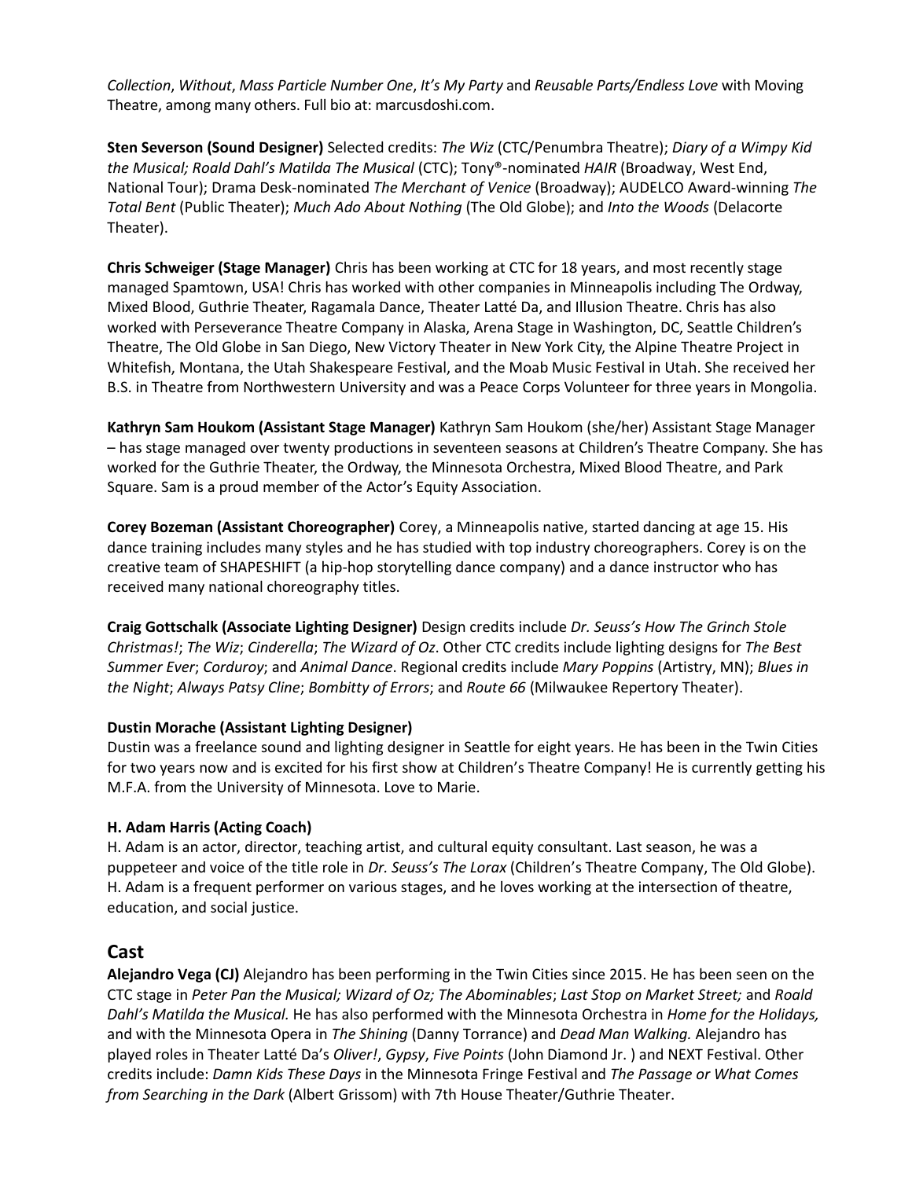*Collection*, *Without*, *Mass Particle Number One*, *It's My Party* and *Reusable Parts/Endless Love* with Moving Theatre, among many others. Full bio at: marcusdoshi.com.

**Sten Severson (Sound Designer)** Selected credits: *The Wiz* (CTC/Penumbra Theatre); *Diary of a Wimpy Kid the Musical; Roald Dahl's Matilda The Musical* (CTC); Tony®-nominated *HAIR* (Broadway, West End, National Tour); Drama Desk-nominated *The Merchant of Venice* (Broadway); AUDELCO Award-winning *The Total Bent* (Public Theater); *Much Ado About Nothing* (The Old Globe); and *Into the Woods* (Delacorte Theater).

**Chris Schweiger (Stage Manager)** Chris has been working at CTC for 18 years, and most recently stage managed Spamtown, USA! Chris has worked with other companies in Minneapolis including The Ordway, Mixed Blood, Guthrie Theater, Ragamala Dance, Theater Latté Da, and Illusion Theatre. Chris has also worked with Perseverance Theatre Company in Alaska, Arena Stage in Washington, DC, Seattle Children's Theatre, The Old Globe in San Diego, New Victory Theater in New York City, the Alpine Theatre Project in Whitefish, Montana, the Utah Shakespeare Festival, and the Moab Music Festival in Utah. She received her B.S. in Theatre from Northwestern University and was a Peace Corps Volunteer for three years in Mongolia.

**Kathryn Sam Houkom (Assistant Stage Manager)** Kathryn Sam Houkom (she/her) Assistant Stage Manager – has stage managed over twenty productions in seventeen seasons at Children's Theatre Company. She has worked for the Guthrie Theater, the Ordway, the Minnesota Orchestra, Mixed Blood Theatre, and Park Square. Sam is a proud member of the Actor's Equity Association.

**Corey Bozeman (Assistant Choreographer)** Corey, a Minneapolis native, started dancing at age 15. His dance training includes many styles and he has studied with top industry choreographers. Corey is on the creative team of SHAPESHIFT (a hip-hop storytelling dance company) and a dance instructor who has received many national choreography titles.

**Craig Gottschalk (Associate Lighting Designer)** Design credits include *Dr. Seuss's How The Grinch Stole Christmas!*; *The Wiz*; *Cinderella*; *The Wizard of Oz*. Other CTC credits include lighting designs for *The Best Summer Ever*; *Corduroy*; and *Animal Dance*. Regional credits include *Mary Poppins* (Artistry, MN); *Blues in the Night*; *Always Patsy Cline*; *Bombitty of Errors*; and *Route 66* (Milwaukee Repertory Theater).

**Dustin Morache (Assistant Lighting Designer)**
Dustin was a freelance sound and lighting designer in Seattle for eight years. He has been in the Twin Cities for two years now and is excited for his first show at Children's Theatre Company! He is currently getting his M.F.A. from the University of Minnesota. Love to Marie.

**H. Adam Harris (Acting Coach)**
H. Adam is an actor, director, teaching artist, and cultural equity consultant. Last season, he was a puppeteer and voice of the title role in *Dr. Seuss's The Lorax* (Children's Theatre Company, The Old Globe). H. Adam is a frequent performer on various stages, and he loves working at the intersection of theatre, education, and social justice.

## Cast

**Alejandro Vega (CJ)** Alejandro has been performing in the Twin Cities since 2015. He has been seen on the CTC stage in *Peter Pan the Musical; Wizard of Oz; The Abominables*; *Last Stop on Market Street;* and *Roald Dahl's Matilda the Musical.* He has also performed with the Minnesota Orchestra in *Home for the Holidays,* and with the Minnesota Opera in *The Shining* (Danny Torrance) and *Dead Man Walking.* Alejandro has played roles in Theater Latté Da's *Oliver!*, *Gypsy*, *Five Points* (John Diamond Jr. ) and NEXT Festival. Other credits include: *Damn Kids These Days* in the Minnesota Fringe Festival and *The Passage or What Comes from Searching in the Dark* (Albert Grissom) with 7th House Theater/Guthrie Theater.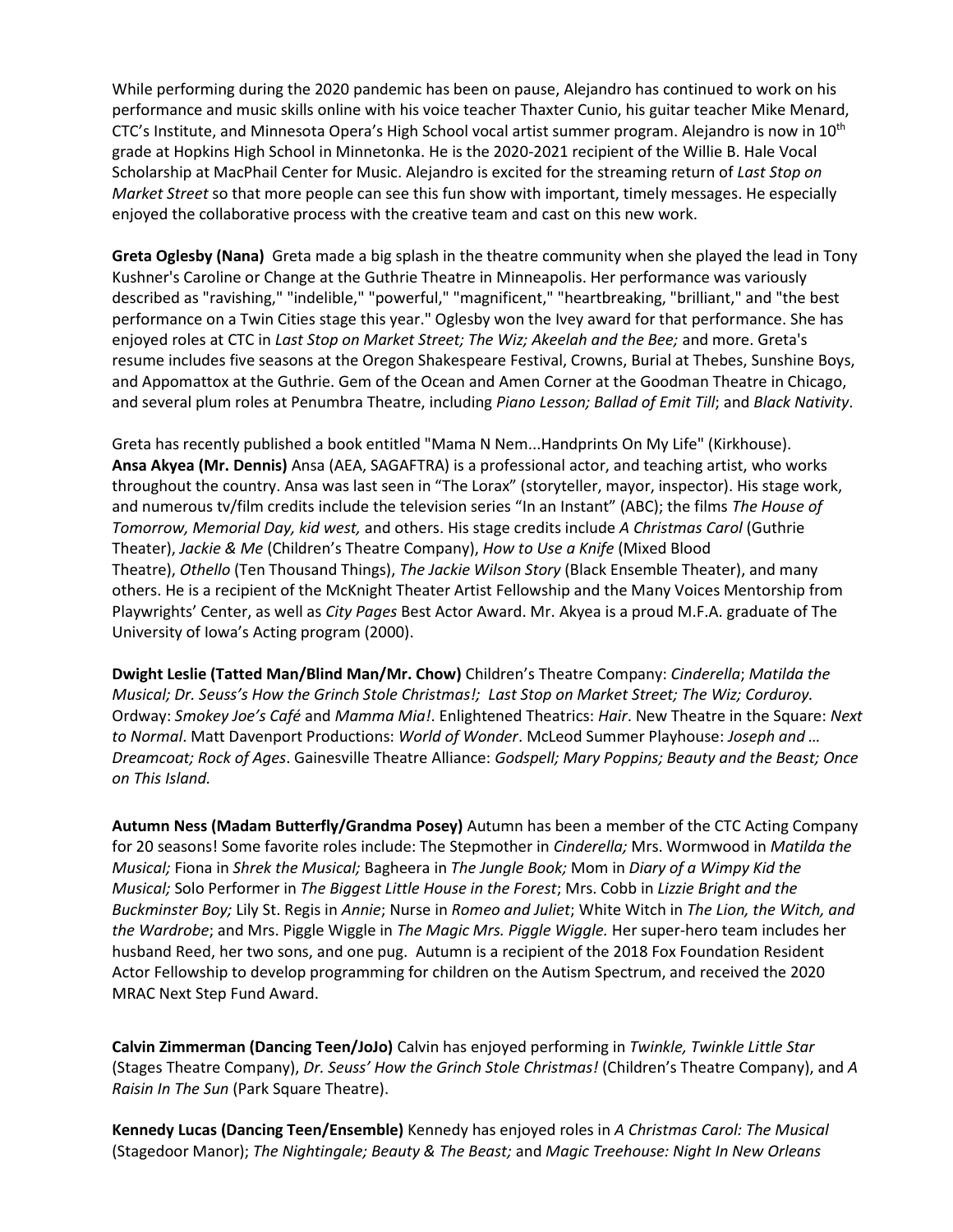While performing during the 2020 pandemic has been on pause, Alejandro has continued to work on his performance and music skills online with his voice teacher Thaxter Cunio, his guitar teacher Mike Menard, CTC's Institute, and Minnesota Opera's High School vocal artist summer program. Alejandro is now in 10th grade at Hopkins High School in Minnetonka. He is the 2020-2021 recipient of the Willie B. Hale Vocal Scholarship at MacPhail Center for Music. Alejandro is excited for the streaming return of *Last Stop on Market Street* so that more people can see this fun show with important, timely messages. He especially enjoyed the collaborative process with the creative team and cast on this new work.

**Greta Oglesby (Nana)** Greta made a big splash in the theatre community when she played the lead in Tony Kushner's Caroline or Change at the Guthrie Theatre in Minneapolis. Her performance was variously described as "ravishing," "indelible," "powerful," "magnificent," "heartbreaking, "brilliant," and "the best performance on a Twin Cities stage this year." Oglesby won the Ivey award for that performance. She has enjoyed roles at CTC in *Last Stop on Market Street; The Wiz; Akeelah and the Bee;* and more. Greta's resume includes five seasons at the Oregon Shakespeare Festival, Crowns, Burial at Thebes, Sunshine Boys, and Appomattox at the Guthrie. Gem of the Ocean and Amen Corner at the Goodman Theatre in Chicago, and several plum roles at Penumbra Theatre, including *Piano Lesson; Ballad of Emit Till*; and *Black Nativity*.

Greta has recently published a book entitled "Mama N Nem...Handprints On My Life" (Kirkhouse).

**Ansa Akyea (Mr. Dennis)** Ansa (AEA, SAGAFTRA) is a professional actor, and teaching artist, who works throughout the country. Ansa was last seen in "The Lorax" (storyteller, mayor, inspector). His stage work, and numerous tv/film credits include the television series "In an Instant" (ABC); the films *The House of Tomorrow, Memorial Day, kid west,* and others. His stage credits include *A Christmas Carol* (Guthrie Theater), *Jackie & Me* (Children's Theatre Company), *How to Use a Knife* (Mixed Blood Theatre), *Othello* (Ten Thousand Things), *The Jackie Wilson Story* (Black Ensemble Theater), and many others. He is a recipient of the McKnight Theater Artist Fellowship and the Many Voices Mentorship from Playwrights' Center, as well as *City Pages* Best Actor Award. Mr. Akyea is a proud M.F.A. graduate of The University of Iowa's Acting program (2000).

**Dwight Leslie (Tatted Man/Blind Man/Mr. Chow)** Children's Theatre Company: *Cinderella*; *Matilda the Musical; Dr. Seuss's How the Grinch Stole Christmas!; Last Stop on Market Street; The Wiz; Corduroy.* Ordway: *Smokey Joe's Café* and *Mamma Mia!*. Enlightened Theatrics: *Hair*. New Theatre in the Square: *Next to Normal*. Matt Davenport Productions: *World of Wonder*. McLeod Summer Playhouse: *Joseph and … Dreamcoat; Rock of Ages*. Gainesville Theatre Alliance: *Godspell; Mary Poppins; Beauty and the Beast; Once on This Island.*

**Autumn Ness (Madam Butterfly/Grandma Posey)** Autumn has been a member of the CTC Acting Company for 20 seasons! Some favorite roles include: The Stepmother in *Cinderella;* Mrs. Wormwood in *Matilda the Musical;* Fiona in *Shrek the Musical;* Bagheera in *The Jungle Book;* Mom in *Diary of a Wimpy Kid the Musical;* Solo Performer in *The Biggest Little House in the Forest*; Mrs. Cobb in *Lizzie Bright and the Buckminster Boy;* Lily St. Regis in *Annie*; Nurse in *Romeo and Juliet*; White Witch in *The Lion, the Witch, and the Wardrobe*; and Mrs. Piggle Wiggle in *The Magic Mrs. Piggle Wiggle.* Her super-hero team includes her husband Reed, her two sons, and one pug. Autumn is a recipient of the 2018 Fox Foundation Resident Actor Fellowship to develop programming for children on the Autism Spectrum, and received the 2020 MRAC Next Step Fund Award.

**Calvin Zimmerman (Dancing Teen/JoJo)** Calvin has enjoyed performing in *Twinkle, Twinkle Little Star* (Stages Theatre Company), *Dr. Seuss' How the Grinch Stole Christmas!* (Children's Theatre Company), and *A Raisin In The Sun* (Park Square Theatre).

**Kennedy Lucas (Dancing Teen/Ensemble)** Kennedy has enjoyed roles in *A Christmas Carol: The Musical* (Stagedoor Manor); *The Nightingale; Beauty & The Beast;* and *Magic Treehouse: Night In New Orleans*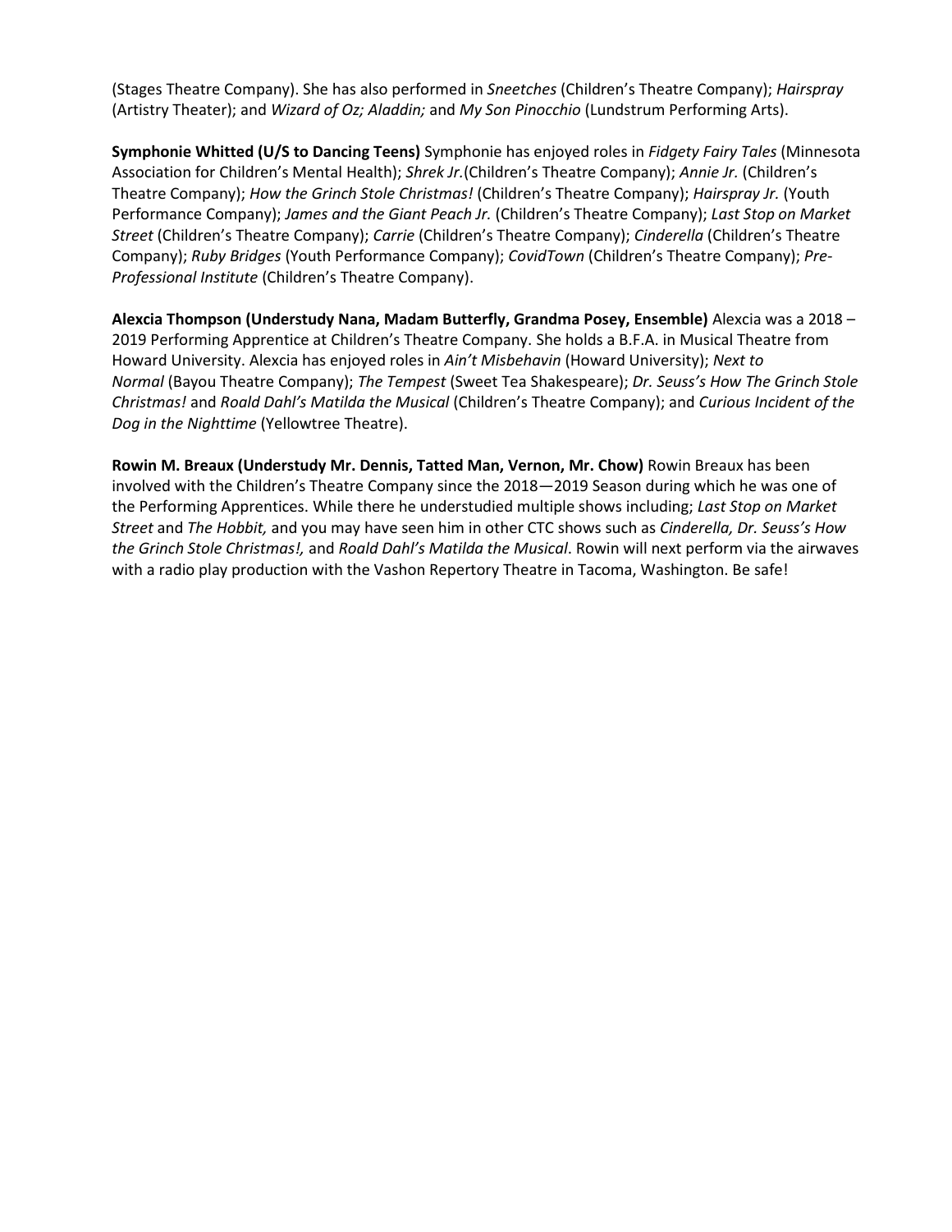(Stages Theatre Company). She has also performed in *Sneetches* (Children's Theatre Company); *Hairspray* (Artistry Theater); and *Wizard of Oz; Aladdin;* and *My Son Pinocchio* (Lundstrum Performing Arts).

**Symphonie Whitted (U/S to Dancing Teens)** Symphonie has enjoyed roles in *Fidgety Fairy Tales* (Minnesota Association for Children's Mental Health); *Shrek Jr.*(Children's Theatre Company); *Annie Jr.* (Children's Theatre Company); *How the Grinch Stole Christmas!* (Children's Theatre Company); *Hairspray Jr.* (Youth Performance Company); *James and the Giant Peach Jr.* (Children's Theatre Company); *Last Stop on Market Street* (Children's Theatre Company); *Carrie* (Children's Theatre Company); *Cinderella* (Children's Theatre Company); *Ruby Bridges* (Youth Performance Company); *CovidTown* (Children's Theatre Company); *Pre-Professional Institute* (Children's Theatre Company).

**Alexcia Thompson (Understudy Nana, Madam Butterfly, Grandma Posey, Ensemble)** Alexcia was a 2018 – 2019 Performing Apprentice at Children's Theatre Company. She holds a B.F.A. in Musical Theatre from Howard University. Alexcia has enjoyed roles in *Ain't Misbehavin* (Howard University); *Next to Normal* (Bayou Theatre Company); *The Tempest* (Sweet Tea Shakespeare); *Dr. Seuss's How The Grinch Stole Christmas!* and *Roald Dahl's Matilda the Musical* (Children's Theatre Company); and *Curious Incident of the Dog in the Nighttime* (Yellowtree Theatre).

**Rowin M. Breaux (Understudy Mr. Dennis, Tatted Man, Vernon, Mr. Chow)** Rowin Breaux has been involved with the Children's Theatre Company since the 2018—2019 Season during which he was one of the Performing Apprentices. While there he understudied multiple shows including; *Last Stop on Market Street* and *The Hobbit,* and you may have seen him in other CTC shows such as *Cinderella, Dr. Seuss's How the Grinch Stole Christmas!,* and *Roald Dahl's Matilda the Musical*. Rowin will next perform via the airwaves with a radio play production with the Vashon Repertory Theatre in Tacoma, Washington. Be safe!